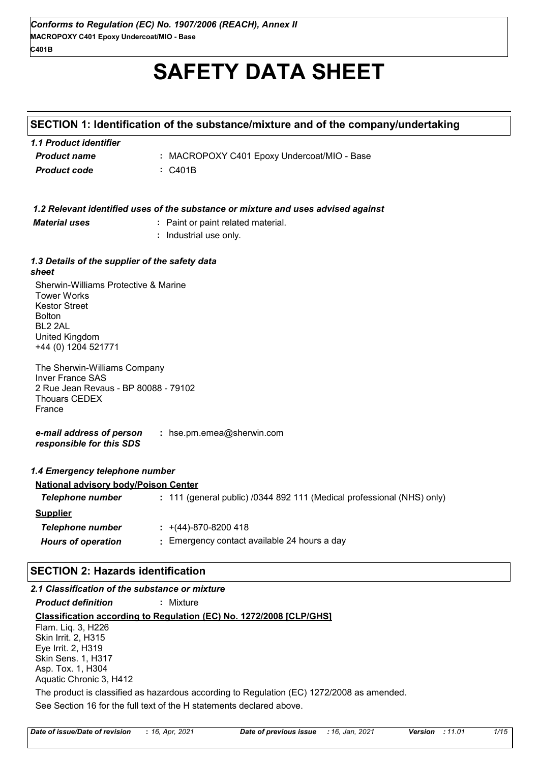*Conforms to Regulation (EC) No. 1907/2006 (REACH), Annex II*
**MACROPOXY C401 Epoxy Undercoat/MIO - Base**
**C401B**

# SAFETY DATA SHEET

## SECTION 1: Identification of the substance/mixture and of the company/undertaking

### *1.1 Product identifier*

| | |
|---|---|
| ***Product name*** | **:** MACROPOXY C401 Epoxy Undercoat/MIO - Base |
| ***Product code*** | **:** C401B |

### *1.2 Relevant identified uses of the substance or mixture and uses advised against*

| | |
|---|---|
| ***Material uses*** | **:** Paint or paint related material. |
| | **:** Industrial use only. |

### *1.3 Details of the supplier of the safety data sheet*

Sherwin-Williams Protective & Marine
Tower Works
Kestor Street
Bolton
BL2 2AL
United Kingdom
+44 (0) 1204 521771

The Sherwin-Williams Company
Inver France SAS
2 Rue Jean Revaus - BP 80088 - 79102
Thouars CEDEX
France

| | |
|---|---|
| ***e-mail address of person responsible for this SDS*** | **:** hse.pm.emea@sherwin.com |

### *1.4 Emergency telephone number*

**National advisory body/Poison Center**

| | |
|---|---|
| ***Telephone number*** | **:** 111 (general public) /0344 892 111 (Medical professional (NHS) only) |

**Supplier**

| | |
|---|---|
| ***Telephone number*** | **:** +(44)-870-8200 418 |
| ***Hours of operation*** | **:** Emergency contact available 24 hours a day |

## SECTION 2: Hazards identification

### *2.1 Classification of the substance or mixture*

***Product definition*** **:** Mixture

**Classification according to Regulation (EC) No. 1272/2008 [CLP/GHS]**

Flam. Liq. 3, H226
Skin Irrit. 2, H315
Eye Irrit. 2, H319
Skin Sens. 1, H317
Asp. Tox. 1, H304
Aquatic Chronic 3, H412

The product is classified as hazardous according to Regulation (EC) 1272/2008 as amended.

See Section 16 for the full text of the H statements declared above.

| | | | | | |
|---|---|---|---|---|---|
| ***Date of issue/Date of revision*** | **:** *16, Apr, 2021* | ***Date of previous issue*** | *: 16, Jan, 2021* | ***Version*** | *: 11.01* |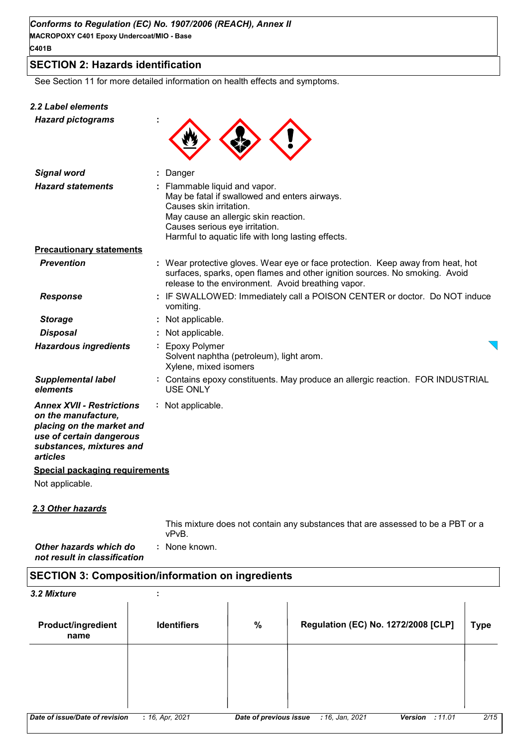## SECTION 2: Hazards identification

See Section 11 for more detailed information on health effects and symptoms.

### 2.2 Label elements

***Hazard pictograms*** :

***Signal word*** : Danger

***Hazard statements*** : Flammable liquid and vapor.
May be fatal if swallowed and enters airways.
Causes skin irritation.
May cause an allergic skin reaction.
Causes serious eye irritation.
Harmful to aquatic life with long lasting effects.

**Precautionary statements**

***Prevention*** : Wear protective gloves. Wear eye or face protection. Keep away from heat, hot surfaces, sparks, open flames and other ignition sources. No smoking. Avoid release to the environment. Avoid breathing vapor.

***Response*** : IF SWALLOWED: Immediately call a POISON CENTER or doctor. Do NOT induce vomiting.

***Storage*** : Not applicable.

***Disposal*** : Not applicable.

***Hazardous ingredients*** : Epoxy Polymer
Solvent naphtha (petroleum), light arom.
Xylene, mixed isomers

***Supplemental label elements*** : Contains epoxy constituents. May produce an allergic reaction. FOR INDUSTRIAL USE ONLY

***Annex XVII - Restrictions on the manufacture, placing on the market and use of certain dangerous substances, mixtures and articles*** : Not applicable.

**Special packaging requirements**

Not applicable.

### 2.3 Other hazards

This mixture does not contain any substances that are assessed to be a PBT or a vPvB.

***Other hazards which do not result in classification*** : None known.

## SECTION 3: Composition/information on ingredients

### 3.2 Mixture :

| Product/ingredient name | Identifiers | % | Regulation (EC) No. 1272/2008 [CLP] | Type |
|---|---|---|---|---|
| | | | | |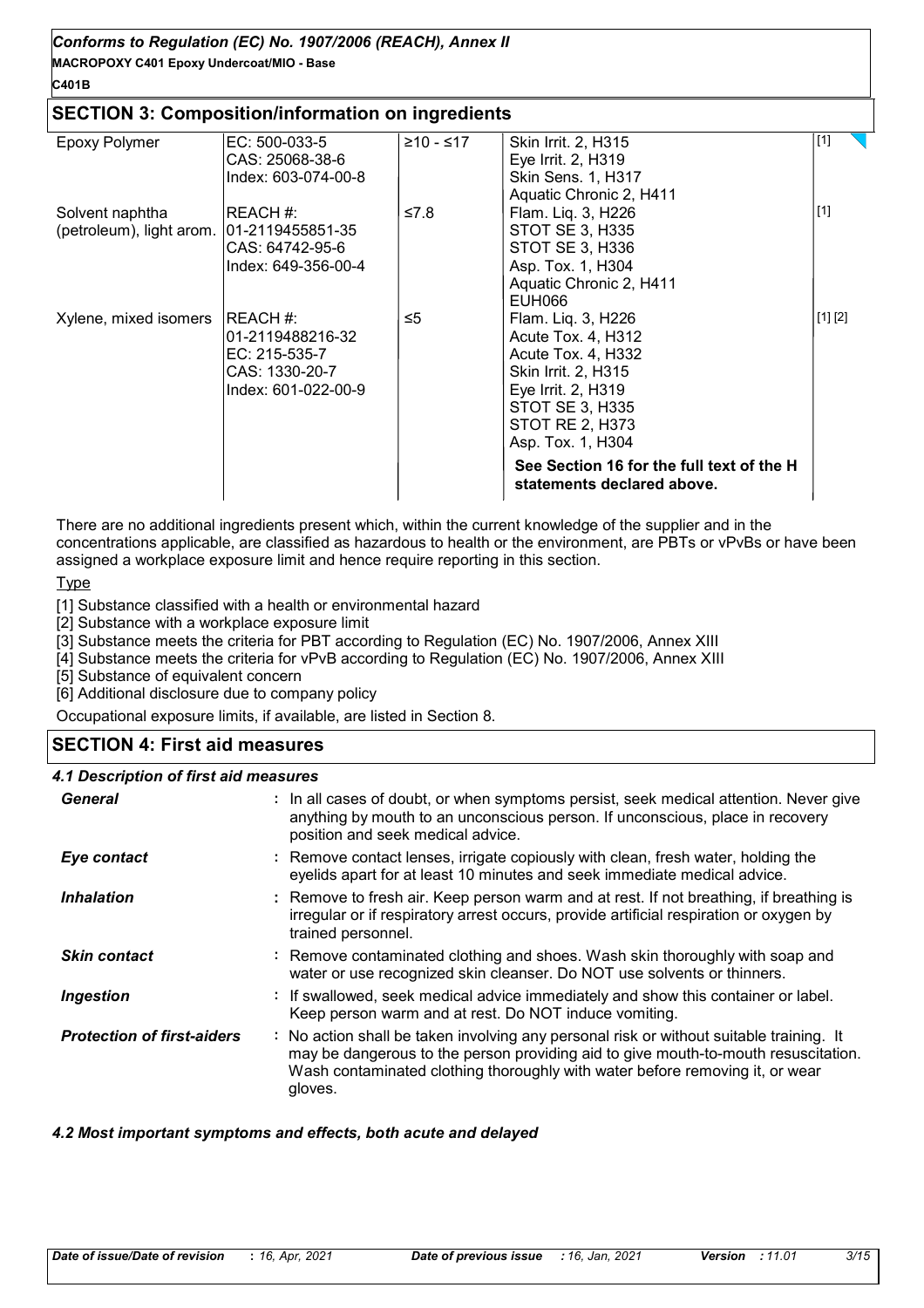## SECTION 3: Composition/information on ingredients

| | | | | |
|---|---|---|---|---|
| Epoxy Polymer | EC: 500-033-5<br>CAS: 25068-38-6<br>Index: 603-074-00-8 | ≥10 - ≤17 | Skin Irrit. 2, H315<br>Eye Irrit. 2, H319<br>Skin Sens. 1, H317<br>Aquatic Chronic 2, H411 | [1] |
| Solvent naphtha (petroleum), light arom. | REACH #: 01-2119455851-35<br>CAS: 64742-95-6<br>Index: 649-356-00-4 | ≤7.8 | Flam. Liq. 3, H226<br>STOT SE 3, H335<br>STOT SE 3, H336<br>Asp. Tox. 1, H304<br>Aquatic Chronic 2, H411<br>EUH066 | [1] |
| Xylene, mixed isomers | REACH #: 01-2119488216-32<br>EC: 215-535-7<br>CAS: 1330-20-7<br>Index: 601-022-00-9 | ≤5 | Flam. Liq. 3, H226<br>Acute Tox. 4, H312<br>Acute Tox. 4, H332<br>Skin Irrit. 2, H315<br>Eye Irrit. 2, H319<br>STOT SE 3, H335<br>STOT RE 2, H373<br>Asp. Tox. 1, H304 | [1] [2] |
| | | | **See Section 16 for the full text of the H statements declared above.** | |

There are no additional ingredients present which, within the current knowledge of the supplier and in the concentrations applicable, are classified as hazardous to health or the environment, are PBTs or vPvBs or have been assigned a workplace exposure limit and hence require reporting in this section.

Type

[1] Substance classified with a health or environmental hazard

[2] Substance with a workplace exposure limit

[3] Substance meets the criteria for PBT according to Regulation (EC) No. 1907/2006, Annex XIII

[4] Substance meets the criteria for vPvB according to Regulation (EC) No. 1907/2006, Annex XIII

[5] Substance of equivalent concern

[6] Additional disclosure due to company policy

Occupational exposure limits, if available, are listed in Section 8.

## SECTION 4: First aid measures

### 4.1 Description of first aid measures

***General*** : In all cases of doubt, or when symptoms persist, seek medical attention. Never give anything by mouth to an unconscious person. If unconscious, place in recovery position and seek medical advice.

***Eye contact*** : Remove contact lenses, irrigate copiously with clean, fresh water, holding the eyelids apart for at least 10 minutes and seek immediate medical advice.

***Inhalation*** : Remove to fresh air. Keep person warm and at rest. If not breathing, if breathing is irregular or if respiratory arrest occurs, provide artificial respiration or oxygen by trained personnel.

***Skin contact*** : Remove contaminated clothing and shoes. Wash skin thoroughly with soap and water or use recognized skin cleanser. Do NOT use solvents or thinners.

***Ingestion*** : If swallowed, seek medical advice immediately and show this container or label. Keep person warm and at rest. Do NOT induce vomiting.

***Protection of first-aiders*** : No action shall be taken involving any personal risk or without suitable training. It may be dangerous to the person providing aid to give mouth-to-mouth resuscitation. Wash contaminated clothing thoroughly with water before removing it, or wear gloves.

### 4.2 Most important symptoms and effects, both acute and delayed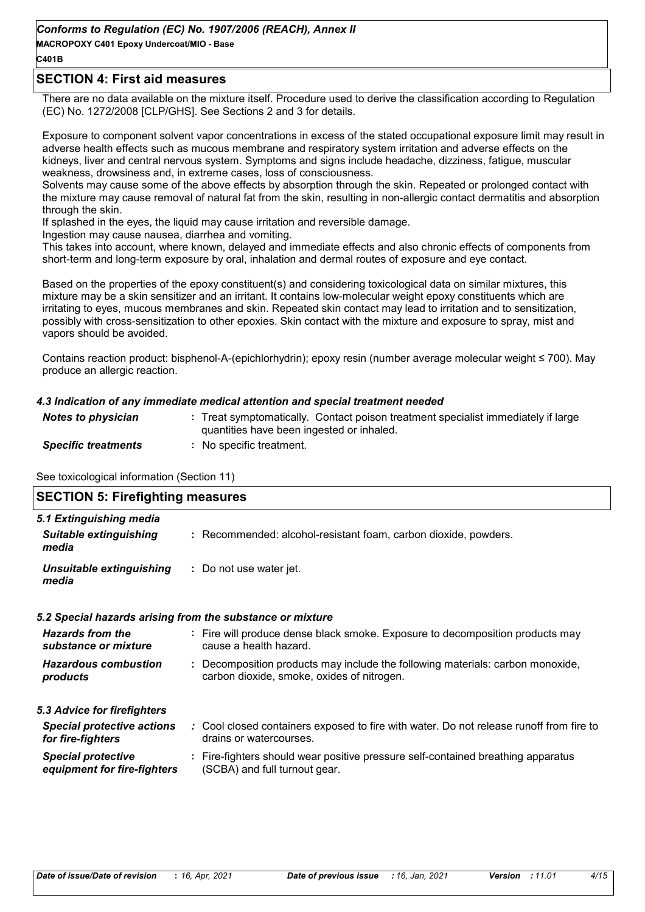## SECTION 4: First aid measures

There are no data available on the mixture itself. Procedure used to derive the classification according to Regulation (EC) No. 1272/2008 [CLP/GHS]. See Sections 2 and 3 for details.

Exposure to component solvent vapor concentrations in excess of the stated occupational exposure limit may result in adverse health effects such as mucous membrane and respiratory system irritation and adverse effects on the kidneys, liver and central nervous system. Symptoms and signs include headache, dizziness, fatigue, muscular weakness, drowsiness and, in extreme cases, loss of consciousness.
Solvents may cause some of the above effects by absorption through the skin. Repeated or prolonged contact with the mixture may cause removal of natural fat from the skin, resulting in non-allergic contact dermatitis and absorption through the skin.
If splashed in the eyes, the liquid may cause irritation and reversible damage.
Ingestion may cause nausea, diarrhea and vomiting.
This takes into account, where known, delayed and immediate effects and also chronic effects of components from short-term and long-term exposure by oral, inhalation and dermal routes of exposure and eye contact.

Based on the properties of the epoxy constituent(s) and considering toxicological data on similar mixtures, this mixture may be a skin sensitizer and an irritant. It contains low-molecular weight epoxy constituents which are irritating to eyes, mucous membranes and skin. Repeated skin contact may lead to irritation and to sensitization, possibly with cross-sensitization to other epoxies. Skin contact with the mixture and exposure to spray, mist and vapors should be avoided.

Contains reaction product: bisphenol-A-(epichlorhydrin); epoxy resin (number average molecular weight ≤ 700). May produce an allergic reaction.

### *4.3 Indication of any immediate medical attention and special treatment needed*

| | |
|---|---|
| ***Notes to physician*** | : Treat symptomatically. Contact poison treatment specialist immediately if large quantities have been ingested or inhaled. |
| ***Specific treatments*** | : No specific treatment. |

See toxicological information (Section 11)

## SECTION 5: Firefighting measures

### *5.1 Extinguishing media*

| | |
|---|---|
| ***Suitable extinguishing media*** | : Recommended: alcohol-resistant foam, carbon dioxide, powders. |
| ***Unsuitable extinguishing media*** | : Do not use water jet. |

### *5.2 Special hazards arising from the substance or mixture*

| | |
|---|---|
| ***Hazards from the substance or mixture*** | : Fire will produce dense black smoke. Exposure to decomposition products may cause a health hazard. |
| ***Hazardous combustion products*** | : Decomposition products may include the following materials: carbon monoxide, carbon dioxide, smoke, oxides of nitrogen. |

### *5.3 Advice for firefighters*

| | |
|---|---|
| ***Special protective actions for fire-fighters*** | : Cool closed containers exposed to fire with water. Do not release runoff from fire to drains or watercourses. |
| ***Special protective equipment for fire-fighters*** | : Fire-fighters should wear positive pressure self-contained breathing apparatus (SCBA) and full turnout gear. |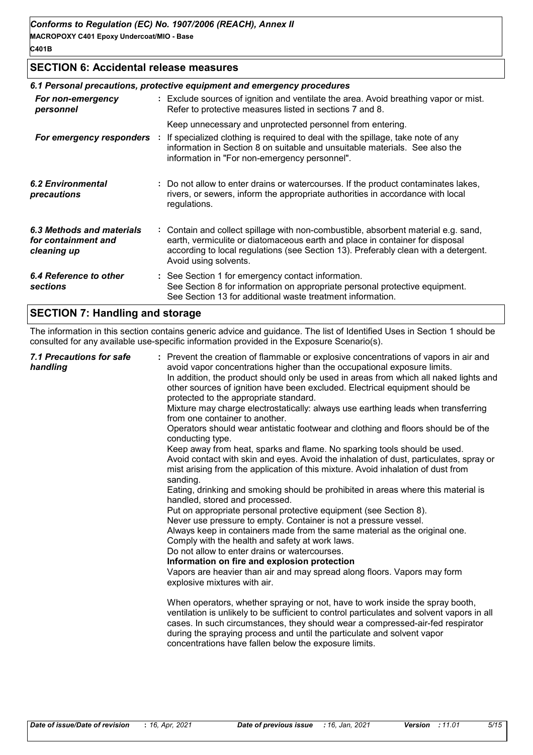## SECTION 6: Accidental release measures

### 6.1 Personal precautions, protective equipment and emergency procedures

| | |
|---|---|
| ***For non-emergency personnel*** | : Exclude sources of ignition and ventilate the area. Avoid breathing vapor or mist. Refer to protective measures listed in sections 7 and 8. Keep unnecessary and unprotected personnel from entering. |
| ***For emergency responders*** | : If specialized clothing is required to deal with the spillage, take note of any information in Section 8 on suitable and unsuitable materials. See also the information in "For non-emergency personnel". |
| ***6.2 Environmental precautions*** | : Do not allow to enter drains or watercourses. If the product contaminates lakes, rivers, or sewers, inform the appropriate authorities in accordance with local regulations. |
| ***6.3 Methods and materials for containment and cleaning up*** | : Contain and collect spillage with non-combustible, absorbent material e.g. sand, earth, vermiculite or diatomaceous earth and place in container for disposal according to local regulations (see Section 13). Preferably clean with a detergent. Avoid using solvents. |
| ***6.4 Reference to other sections*** | : See Section 1 for emergency contact information. See Section 8 for information on appropriate personal protective equipment. See Section 13 for additional waste treatment information. |

## SECTION 7: Handling and storage

The information in this section contains generic advice and guidance. The list of Identified Uses in Section 1 should be consulted for any available use-specific information provided in the Exposure Scenario(s).

***7.1 Precautions for safe handling***

: Prevent the creation of flammable or explosive concentrations of vapors in air and avoid vapor concentrations higher than the occupational exposure limits.
In addition, the product should only be used in areas from which all naked lights and other sources of ignition have been excluded. Electrical equipment should be protected to the appropriate standard.
Mixture may charge electrostatically: always use earthing leads when transferring from one container to another.
Operators should wear antistatic footwear and clothing and floors should be of the conducting type.
Keep away from heat, sparks and flame. No sparking tools should be used.
Avoid contact with skin and eyes. Avoid the inhalation of dust, particulates, spray or mist arising from the application of this mixture. Avoid inhalation of dust from sanding.
Eating, drinking and smoking should be prohibited in areas where this material is handled, stored and processed.
Put on appropriate personal protective equipment (see Section 8).
Never use pressure to empty. Container is not a pressure vessel.
Always keep in containers made from the same material as the original one.
Comply with the health and safety at work laws.
Do not allow to enter drains or watercourses.

**Information on fire and explosion protection**

Vapors are heavier than air and may spread along floors. Vapors may form explosive mixtures with air.

When operators, whether spraying or not, have to work inside the spray booth, ventilation is unlikely to be sufficient to control particulates and solvent vapors in all cases. In such circumstances, they should wear a compressed-air-fed respirator during the spraying process and until the particulate and solvent vapor concentrations have fallen below the exposure limits.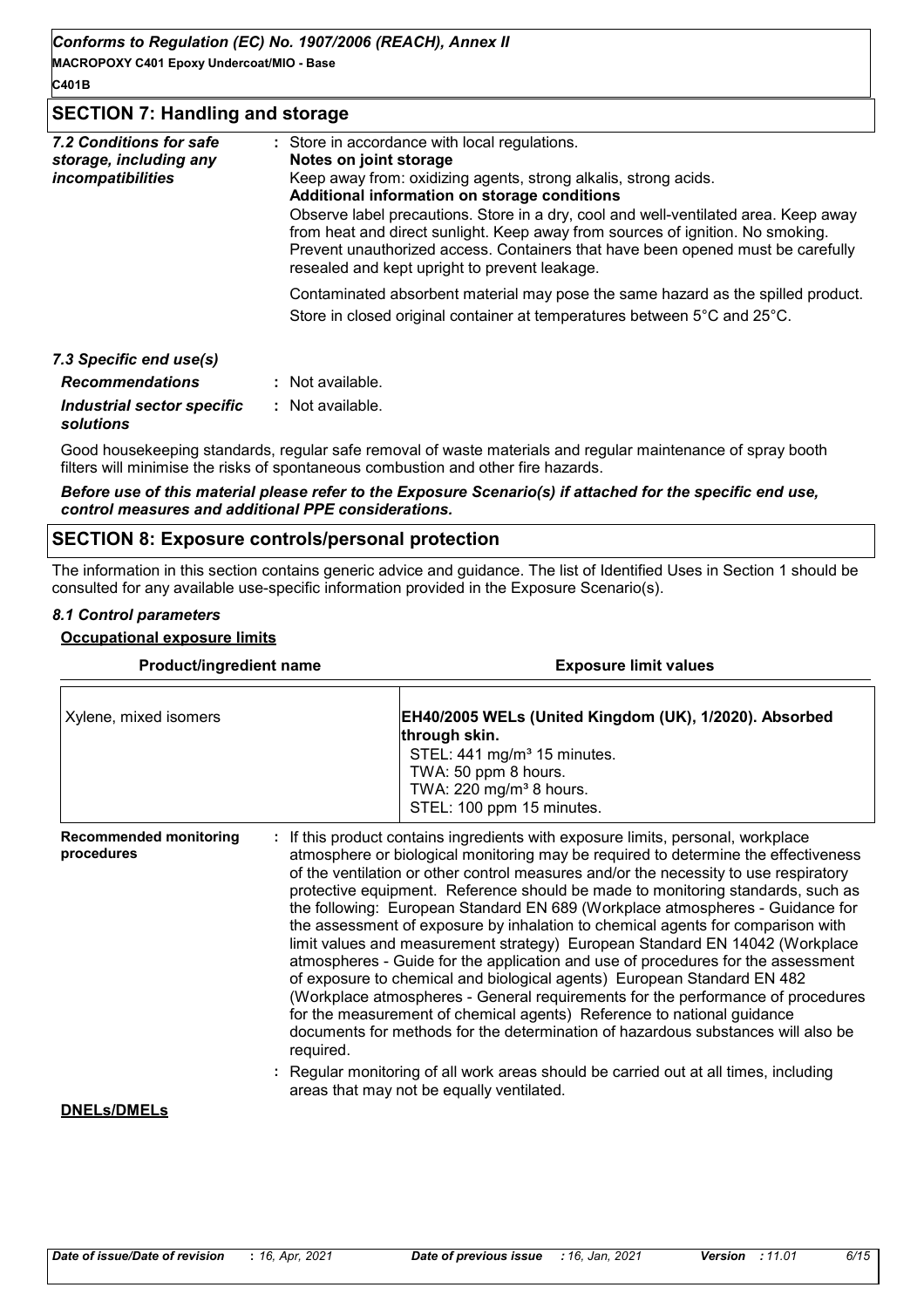## SECTION 7: Handling and storage

| | |
|---|---|
| *7.2 Conditions for safe storage, including any incompatibilities* | : Store in accordance with local regulations.<br>**Notes on joint storage**<br>Keep away from: oxidizing agents, strong alkalis, strong acids.<br>**Additional information on storage conditions**<br>Observe label precautions. Store in a dry, cool and well-ventilated area. Keep away from heat and direct sunlight. Keep away from sources of ignition. No smoking. Prevent unauthorized access. Containers that have been opened must be carefully resealed and kept upright to prevent leakage.<br><br>Contaminated absorbent material may pose the same hazard as the spilled product.<br>Store in closed original container at temperatures between 5°C and 25°C. |

*7.3 Specific end use(s)*

| | |
|---|---|
| ***Recommendations*** | : Not available. |
| ***Industrial sector specific solutions*** | : Not available. |

Good housekeeping standards, regular safe removal of waste materials and regular maintenance of spray booth filters will minimise the risks of spontaneous combustion and other fire hazards.

***Before use of this material please refer to the Exposure Scenario(s) if attached for the specific end use, control measures and additional PPE considerations.***

## SECTION 8: Exposure controls/personal protection

The information in this section contains generic advice and guidance. The list of Identified Uses in Section 1 should be consulted for any available use-specific information provided in the Exposure Scenario(s).

### *8.1 Control parameters*

**Occupational exposure limits**

| Product/ingredient name | Exposure limit values |
|---|---|
| Xylene, mixed isomers | **EH40/2005 WELs (United Kingdom (UK), 1/2020). Absorbed through skin.**<br>STEL: 441 mg/m³ 15 minutes.<br>TWA: 50 ppm 8 hours.<br>TWA: 220 mg/m³ 8 hours.<br>STEL: 100 ppm 15 minutes. |

| | |
|---|---|
| **Recommended monitoring procedures** | : If this product contains ingredients with exposure limits, personal, workplace atmosphere or biological monitoring may be required to determine the effectiveness of the ventilation or other control measures and/or the necessity to use respiratory protective equipment. Reference should be made to monitoring standards, such as the following: European Standard EN 689 (Workplace atmospheres - Guidance for the assessment of exposure by inhalation to chemical agents for comparison with limit values and measurement strategy) European Standard EN 14042 (Workplace atmospheres - Guide for the application and use of procedures for the assessment of exposure to chemical and biological agents) European Standard EN 482 (Workplace atmospheres - General requirements for the performance of procedures for the measurement of chemical agents) Reference to national guidance documents for methods for the determination of hazardous substances will also be required.<br><br>: Regular monitoring of all work areas should be carried out at all times, including areas that may not be equally ventilated. |

**DNELs/DMELs**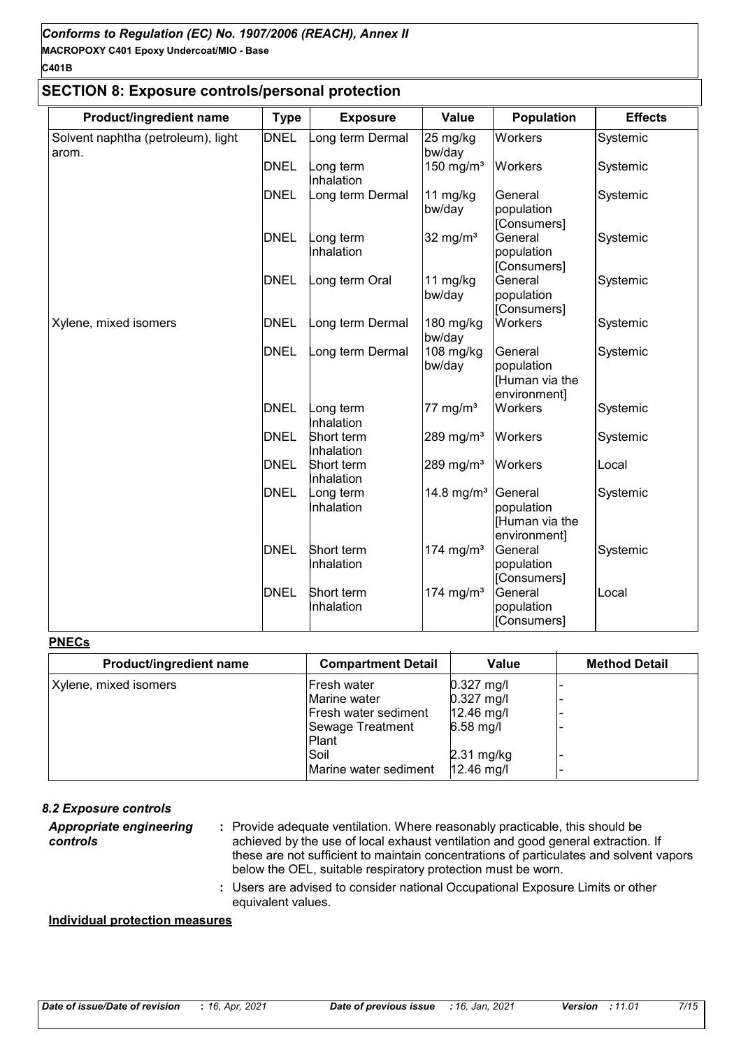## SECTION 8: Exposure controls/personal protection

| Product/ingredient name | Type | Exposure | Value | Population | Effects |
|---|---|---|---|---|---|
| Solvent naphtha (petroleum), light arom. | DNEL | Long term Dermal | 25 mg/kg bw/day | Workers | Systemic |
| | DNEL | Long term Inhalation | 150 mg/m³ | Workers | Systemic |
| | DNEL | Long term Dermal | 11 mg/kg bw/day | General population [Consumers] | Systemic |
| | DNEL | Long term Inhalation | 32 mg/m³ | General population [Consumers] | Systemic |
| | DNEL | Long term Oral | 11 mg/kg bw/day | General population [Consumers] | Systemic |
| Xylene, mixed isomers | DNEL | Long term Dermal | 180 mg/kg bw/day | Workers | Systemic |
| | DNEL | Long term Dermal | 108 mg/kg bw/day | General population [Human via the environment] | Systemic |
| | DNEL | Long term Inhalation | 77 mg/m³ | Workers | Systemic |
| | DNEL | Short term Inhalation | 289 mg/m³ | Workers | Systemic |
| | DNEL | Short term Inhalation | 289 mg/m³ | Workers | Local |
| | DNEL | Long term Inhalation | 14.8 mg/m³ | General population [Human via the environment] | Systemic |
| | DNEL | Short term Inhalation | 174 mg/m³ | General population [Consumers] | Systemic |
| | DNEL | Short term Inhalation | 174 mg/m³ | General population [Consumers] | Local |

**PNECs**

| Product/ingredient name | Compartment Detail | Value | Method Detail |
|---|---|---|---|
| Xylene, mixed isomers | Fresh water | 0.327 mg/l | - |
| | Marine water | 0.327 mg/l | - |
| | Fresh water sediment | 12.46 mg/l | - |
| | Sewage Treatment Plant | 6.58 mg/l | - |
| | Soil | 2.31 mg/kg | - |
| | Marine water sediment | 12.46 mg/l | - |

### *8.2 Exposure controls*

***Appropriate engineering controls*** : Provide adequate ventilation. Where reasonably practicable, this should be achieved by the use of local exhaust ventilation and good general extraction. If these are not sufficient to maintain concentrations of particulates and solvent vapors below the OEL, suitable respiratory protection must be worn.

: Users are advised to consider national Occupational Exposure Limits or other equivalent values.

**Individual protection measures**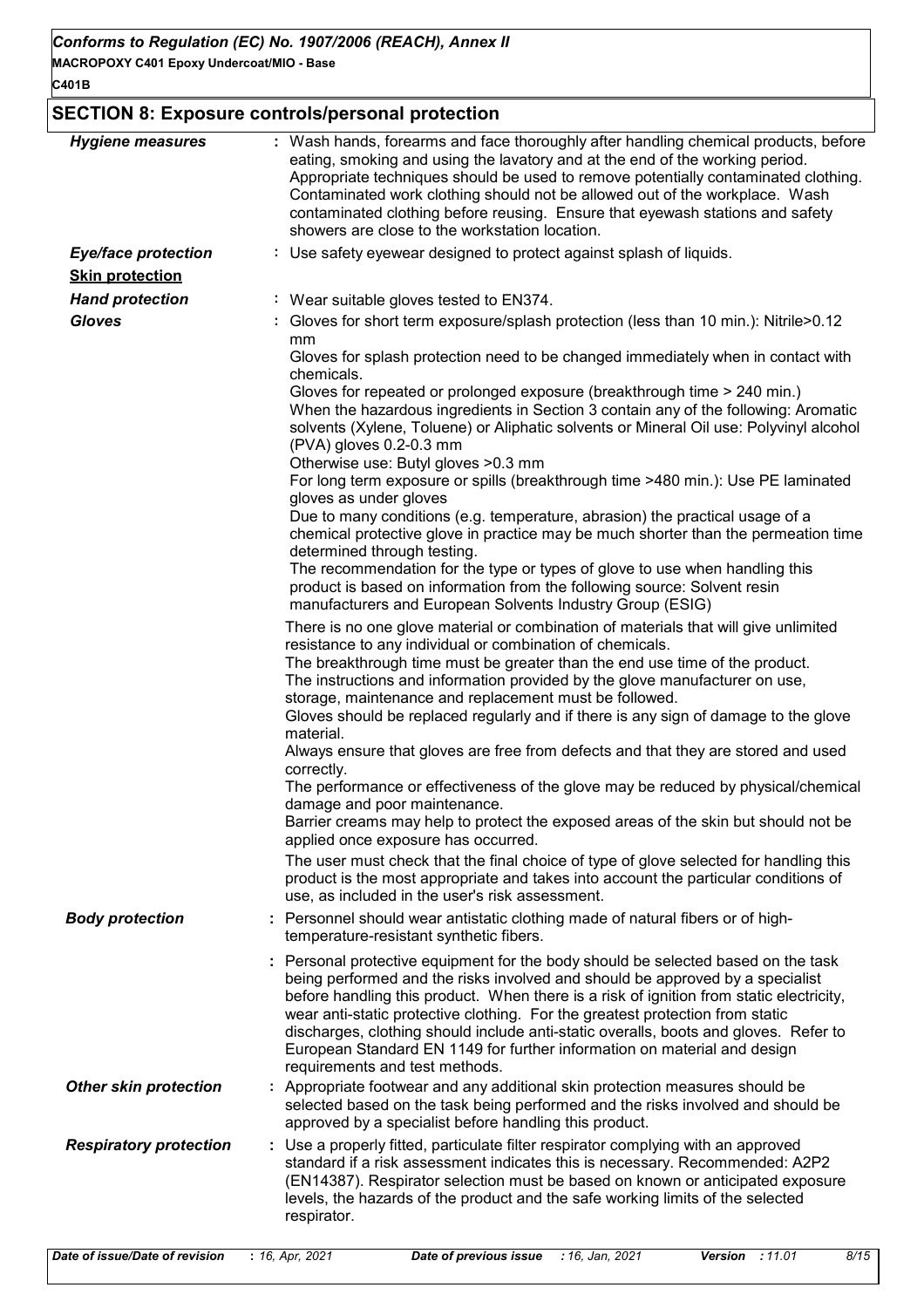## SECTION 8: Exposure controls/personal protection

***Hygiene measures*** : Wash hands, forearms and face thoroughly after handling chemical products, before eating, smoking and using the lavatory and at the end of the working period. Appropriate techniques should be used to remove potentially contaminated clothing. Contaminated work clothing should not be allowed out of the workplace. Wash contaminated clothing before reusing. Ensure that eyewash stations and safety showers are close to the workstation location.

***Eye/face protection*** : Use safety eyewear designed to protect against splash of liquids.

***Skin protection***

***Hand protection*** : Wear suitable gloves tested to EN374.

***Gloves*** : Gloves for short term exposure/splash protection (less than 10 min.): Nitrile>0.12 mm
Gloves for splash protection need to be changed immediately when in contact with chemicals.
Gloves for repeated or prolonged exposure (breakthrough time > 240 min.)
When the hazardous ingredients in Section 3 contain any of the following: Aromatic solvents (Xylene, Toluene) or Aliphatic solvents or Mineral Oil use: Polyvinyl alcohol (PVA) gloves 0.2-0.3 mm
Otherwise use: Butyl gloves >0.3 mm
For long term exposure or spills (breakthrough time >480 min.): Use PE laminated gloves as under gloves
Due to many conditions (e.g. temperature, abrasion) the practical usage of a chemical protective glove in practice may be much shorter than the permeation time determined through testing.
The recommendation for the type or types of glove to use when handling this product is based on information from the following source: Solvent resin manufacturers and European Solvents Industry Group (ESIG)

There is no one glove material or combination of materials that will give unlimited resistance to any individual or combination of chemicals.
The breakthrough time must be greater than the end use time of the product.
The instructions and information provided by the glove manufacturer on use, storage, maintenance and replacement must be followed.
Gloves should be replaced regularly and if there is any sign of damage to the glove material.
Always ensure that gloves are free from defects and that they are stored and used correctly.
The performance or effectiveness of the glove may be reduced by physical/chemical damage and poor maintenance.
Barrier creams may help to protect the exposed areas of the skin but should not be applied once exposure has occurred.

The user must check that the final choice of type of glove selected for handling this product is the most appropriate and takes into account the particular conditions of use, as included in the user's risk assessment.

***Body protection*** : Personnel should wear antistatic clothing made of natural fibers or of high-temperature-resistant synthetic fibers.

: Personal protective equipment for the body should be selected based on the task being performed and the risks involved and should be approved by a specialist before handling this product. When there is a risk of ignition from static electricity, wear anti-static protective clothing. For the greatest protection from static discharges, clothing should include anti-static overalls, boots and gloves. Refer to European Standard EN 1149 for further information on material and design requirements and test methods.

***Other skin protection*** : Appropriate footwear and any additional skin protection measures should be selected based on the task being performed and the risks involved and should be approved by a specialist before handling this product.

***Respiratory protection*** : Use a properly fitted, particulate filter respirator complying with an approved standard if a risk assessment indicates this is necessary. Recommended: A2P2 (EN14387). Respirator selection must be based on known or anticipated exposure levels, the hazards of the product and the safe working limits of the selected respirator.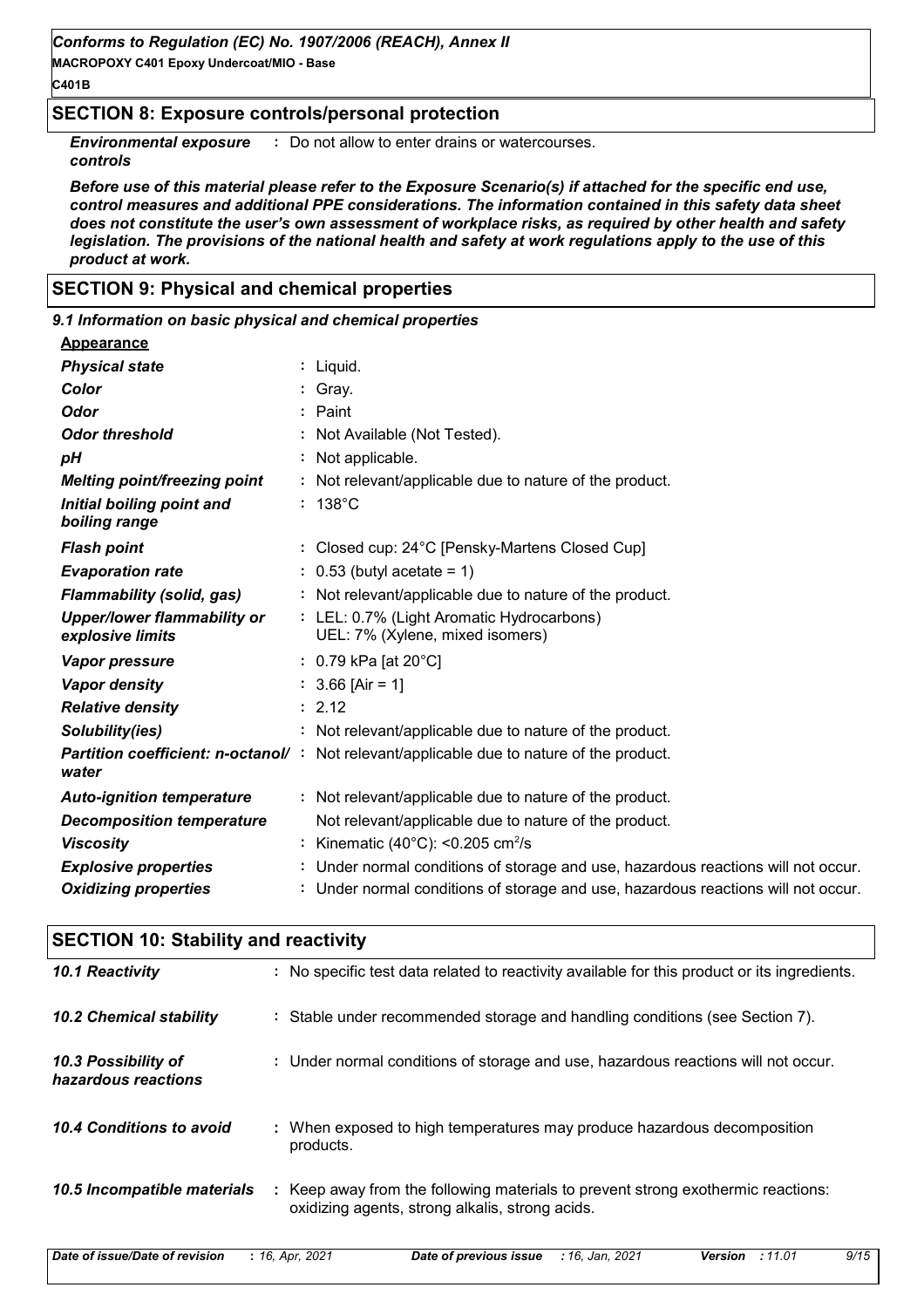## SECTION 8: Exposure controls/personal protection

| | |
|---|---|
| ***Environmental exposure controls*** | : Do not allow to enter drains or watercourses. |

***Before use of this material please refer to the Exposure Scenario(s) if attached for the specific end use, control measures and additional PPE considerations. The information contained in this safety data sheet does not constitute the user's own assessment of workplace risks, as required by other health and safety legislation. The provisions of the national health and safety at work regulations apply to the use of this product at work.***

## SECTION 9: Physical and chemical properties

### *9.1 Information on basic physical and chemical properties*

**Appearance**

| | |
|---|---|
| ***Physical state*** | : Liquid. |
| ***Color*** | : Gray. |
| ***Odor*** | : Paint |
| ***Odor threshold*** | : Not Available (Not Tested). |
| ***pH*** | : Not applicable. |
| ***Melting point/freezing point*** | : Not relevant/applicable due to nature of the product. |
| ***Initial boiling point and boiling range*** | : 138°C |
| ***Flash point*** | : Closed cup: 24°C [Pensky-Martens Closed Cup] |
| ***Evaporation rate*** | : 0.53 (butyl acetate = 1) |
| ***Flammability (solid, gas)*** | : Not relevant/applicable due to nature of the product. |
| ***Upper/lower flammability or explosive limits*** | : LEL: 0.7% (Light Aromatic Hydrocarbons)<br>UEL: 7% (Xylene, mixed isomers) |
| ***Vapor pressure*** | : 0.79 kPa [at 20°C] |
| ***Vapor density*** | : 3.66 [Air = 1] |
| ***Relative density*** | : 2.12 |
| ***Solubility(ies)*** | : Not relevant/applicable due to nature of the product. |
| ***Partition coefficient: n-octanol/water*** | : Not relevant/applicable due to nature of the product. |
| ***Auto-ignition temperature*** | : Not relevant/applicable due to nature of the product. |
| ***Decomposition temperature*** | Not relevant/applicable due to nature of the product. |
| ***Viscosity*** | : Kinematic (40°C): <0.205 $cm^2/s$ |
| ***Explosive properties*** | : Under normal conditions of storage and use, hazardous reactions will not occur. |
| ***Oxidizing properties*** | : Under normal conditions of storage and use, hazardous reactions will not occur. |

## SECTION 10: Stability and reactivity

| | |
|---|---|
| ***10.1 Reactivity*** | : No specific test data related to reactivity available for this product or its ingredients. |
| ***10.2 Chemical stability*** | : Stable under recommended storage and handling conditions (see Section 7). |
| ***10.3 Possibility of hazardous reactions*** | : Under normal conditions of storage and use, hazardous reactions will not occur. |
| ***10.4 Conditions to avoid*** | : When exposed to high temperatures may produce hazardous decomposition products. |
| ***10.5 Incompatible materials*** | : Keep away from the following materials to prevent strong exothermic reactions: oxidizing agents, strong alkalis, strong acids. |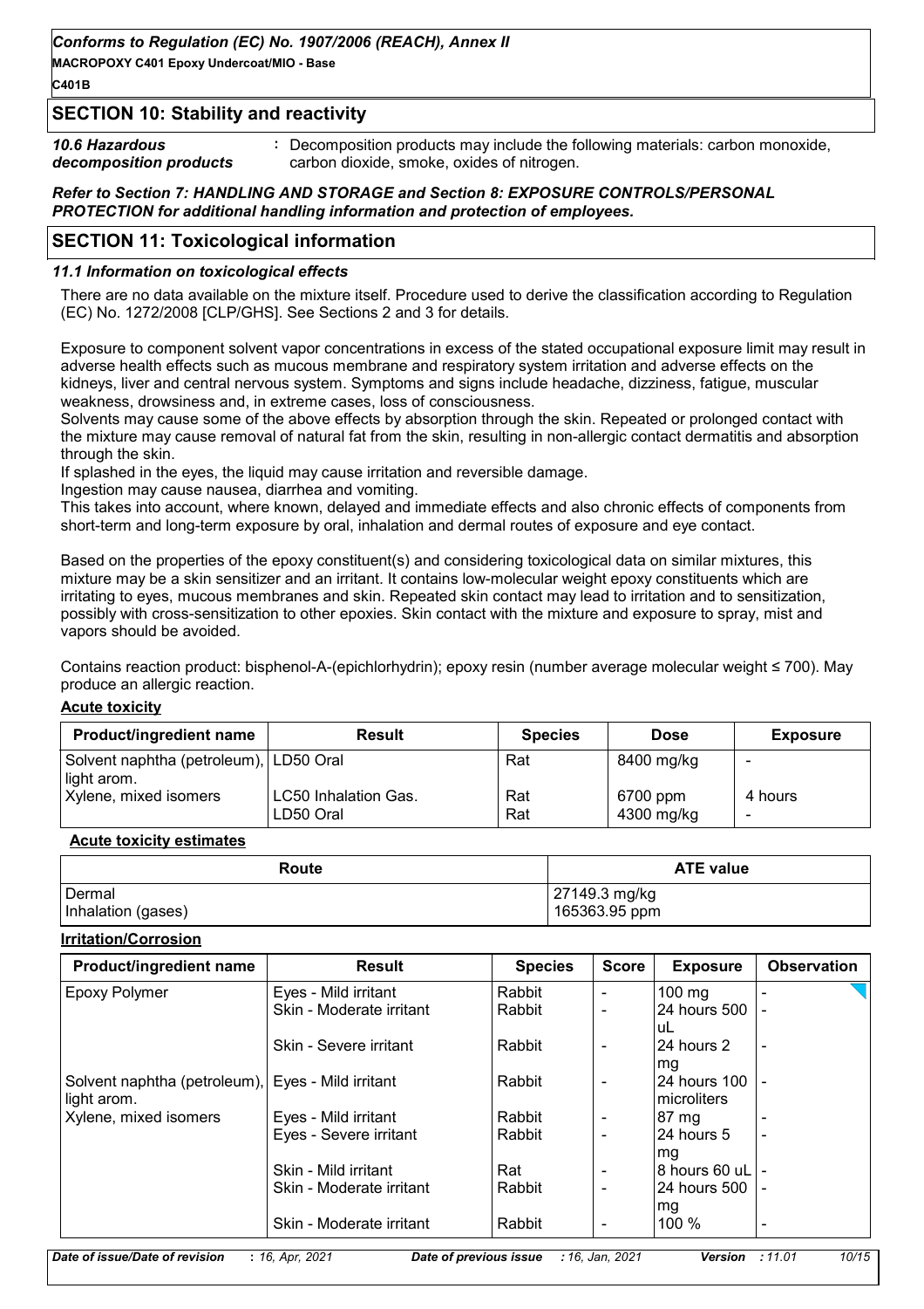## SECTION 10: Stability and reactivity

**10.6 Hazardous decomposition products** : Decomposition products may include the following materials: carbon monoxide, carbon dioxide, smoke, oxides of nitrogen.

***Refer to Section 7: HANDLING AND STORAGE and Section 8: EXPOSURE CONTROLS/PERSONAL PROTECTION for additional handling information and protection of employees.***

## SECTION 11: Toxicological information

### 11.1 Information on toxicological effects

There are no data available on the mixture itself. Procedure used to derive the classification according to Regulation (EC) No. 1272/2008 [CLP/GHS]. See Sections 2 and 3 for details.

Exposure to component solvent vapor concentrations in excess of the stated occupational exposure limit may result in adverse health effects such as mucous membrane and respiratory system irritation and adverse effects on the kidneys, liver and central nervous system. Symptoms and signs include headache, dizziness, fatigue, muscular weakness, drowsiness and, in extreme cases, loss of consciousness.
Solvents may cause some of the above effects by absorption through the skin. Repeated or prolonged contact with the mixture may cause removal of natural fat from the skin, resulting in non-allergic contact dermatitis and absorption through the skin.
If splashed in the eyes, the liquid may cause irritation and reversible damage.
Ingestion may cause nausea, diarrhea and vomiting.
This takes into account, where known, delayed and immediate effects and also chronic effects of components from short-term and long-term exposure by oral, inhalation and dermal routes of exposure and eye contact.

Based on the properties of the epoxy constituent(s) and considering toxicological data on similar mixtures, this mixture may be a skin sensitizer and an irritant. It contains low-molecular weight epoxy constituents which are irritating to eyes, mucous membranes and skin. Repeated skin contact may lead to irritation and to sensitization, possibly with cross-sensitization to other epoxies. Skin contact with the mixture and exposure to spray, mist and vapors should be avoided.

Contains reaction product: bisphenol-A-(epichlorhydrin); epoxy resin (number average molecular weight ≤ 700). May produce an allergic reaction.

**Acute toxicity**

| Product/ingredient name | Result | Species | Dose | Exposure |
| --- | --- | --- | --- | --- |
| Solvent naphtha (petroleum), light arom. | LD50 Oral | Rat | 8400 mg/kg | - |
| Xylene, mixed isomers | LC50 Inhalation Gas. | Rat | 6700 ppm | 4 hours |
| | LD50 Oral | Rat | 4300 mg/kg | - |

**Acute toxicity estimates**

| Route | ATE value |
| --- | --- |
| Dermal | 27149.3 mg/kg |
| Inhalation (gases) | 165363.95 ppm |

**Irritation/Corrosion**

| Product/ingredient name | Result | Species | Score | Exposure | Observation |
| --- | --- | --- | --- | --- | --- |
| Epoxy Polymer | Eyes - Mild irritant | Rabbit | - | 100 mg | - |
| | Skin - Moderate irritant | Rabbit | - | 24 hours 500 uL | - |
| | Skin - Severe irritant | Rabbit | - | 24 hours 2 mg | - |
| Solvent naphtha (petroleum), light arom. | Eyes - Mild irritant | Rabbit | - | 24 hours 100 microliters | - |
| Xylene, mixed isomers | Eyes - Mild irritant | Rabbit | - | 87 mg | - |
| | Eyes - Severe irritant | Rabbit | - | 24 hours 5 mg | - |
| | Skin - Mild irritant | Rat | - | 8 hours 60 uL | - |
| | Skin - Moderate irritant | Rabbit | - | 24 hours 500 mg | - |
| | Skin - Moderate irritant | Rabbit | - | 100 % | - |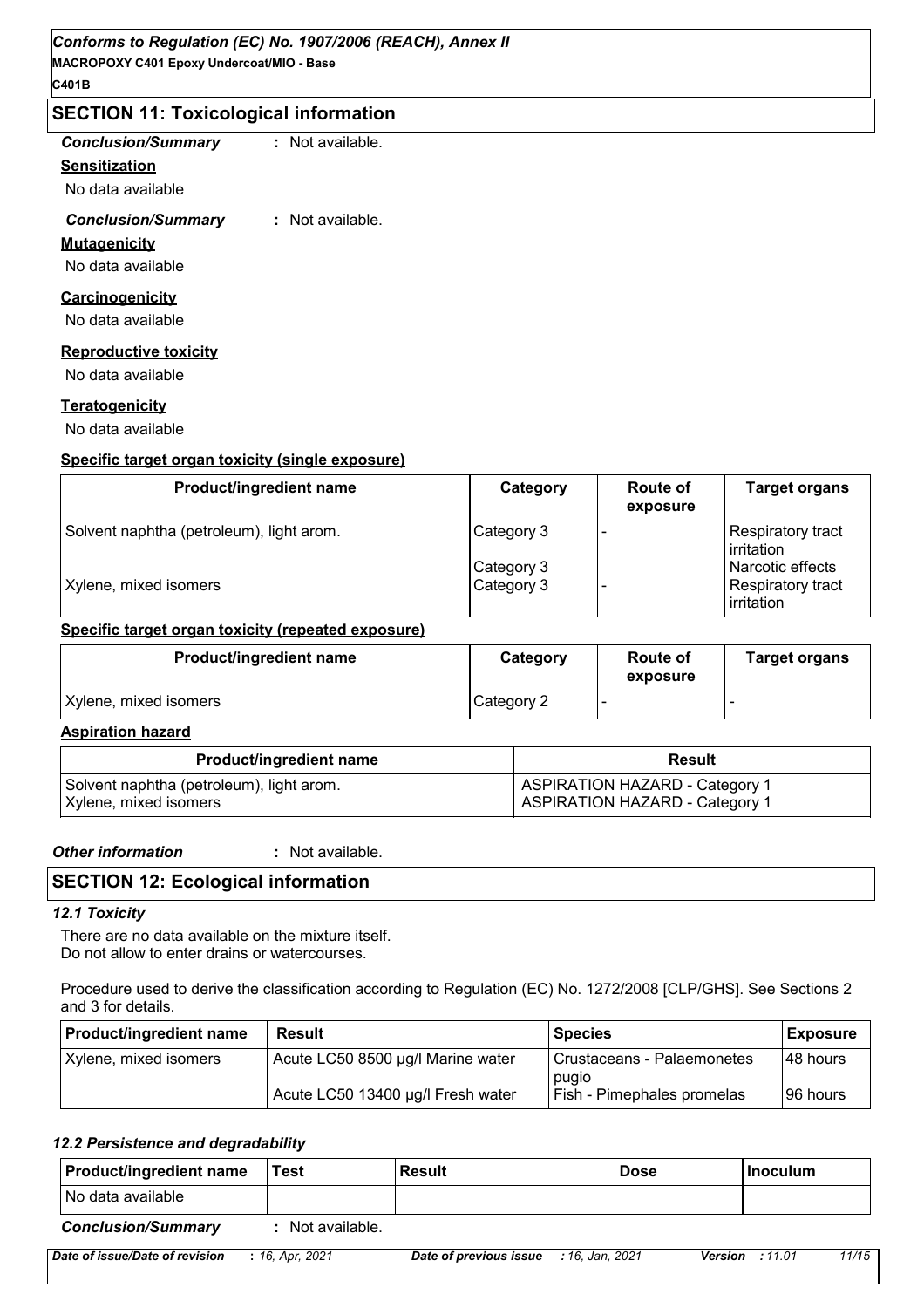## SECTION 11: Toxicological information

*Conclusion/Summary* : Not available.

**Sensitization**

No data available

*Conclusion/Summary* : Not available.

**Mutagenicity**

No data available

**Carcinogenicity**

No data available

**Reproductive toxicity**

No data available

**Teratogenicity**

No data available

**Specific target organ toxicity (single exposure)**

| Product/ingredient name | Category | Route of exposure | Target organs |
|---|---|---|---|
| Solvent naphtha (petroleum), light arom. | Category 3 | - | Respiratory tract irritation |
| | Category 3 | | Narcotic effects |
| Xylene, mixed isomers | Category 3 | - | Respiratory tract irritation |

**Specific target organ toxicity (repeated exposure)**

| Product/ingredient name | Category | Route of exposure | Target organs |
|---|---|---|---|
| Xylene, mixed isomers | Category 2 | - | - |

**Aspiration hazard**

| Product/ingredient name | Result |
|---|---|
| Solvent naphtha (petroleum), light arom. | ASPIRATION HAZARD - Category 1 |
| Xylene, mixed isomers | ASPIRATION HAZARD - Category 1 |

*Other information* : Not available.

## SECTION 12: Ecological information

### *12.1 Toxicity*

There are no data available on the mixture itself.
Do not allow to enter drains or watercourses.

Procedure used to derive the classification according to Regulation (EC) No. 1272/2008 [CLP/GHS]. See Sections 2 and 3 for details.

| Product/ingredient name | Result | Species | Exposure |
|---|---|---|---|
| Xylene, mixed isomers | Acute LC50 8500 µg/l Marine water | Crustaceans - Palaemonetes pugio | 48 hours |
| | Acute LC50 13400 µg/l Fresh water | Fish - Pimephales promelas | 96 hours |

### *12.2 Persistence and degradability*

| Product/ingredient name | Test | Result | Dose | Inoculum |
|---|---|---|---|---|
| No data available | | | | |

*Conclusion/Summary* : Not available.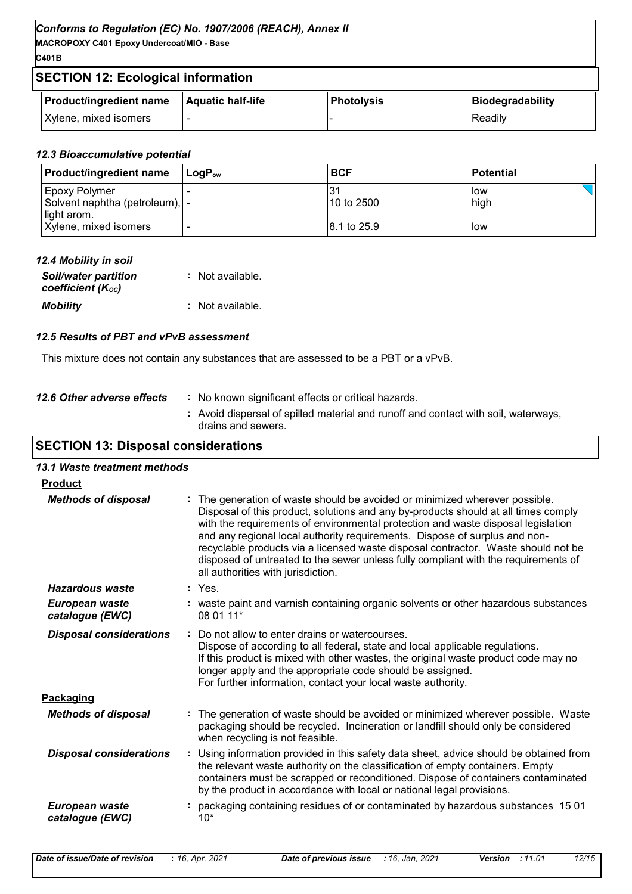## SECTION 12: Ecological information

| Product/ingredient name | Aquatic half-life | Photolysis | Biodegradability |
|---|---|---|---|
| Xylene, mixed isomers | - | - | Readily |

### 12.3 Bioaccumulative potential

| Product/ingredient name | $LogP_{ow}$ | BCF | Potential |
|---|---|---|---|
| Epoxy Polymer | - | 31 | low |
| Solvent naphtha (petroleum), light arom. | - | 10 to 2500 | high |
| Xylene, mixed isomers | - | 8.1 to 25.9 | low |

### 12.4 Mobility in soil

***Soil/water partition coefficient ($K_{OC}$)*** : Not available.

***Mobility*** : Not available.

### 12.5 Results of PBT and vPvB assessment

This mixture does not contain any substances that are assessed to be a PBT or a vPvB.

***12.6 Other adverse effects*** : No known significant effects or critical hazards.

: Avoid dispersal of spilled material and runoff and contact with soil, waterways, drains and sewers.

## SECTION 13: Disposal considerations

### 13.1 Waste treatment methods

**Product**

***Methods of disposal*** : The generation of waste should be avoided or minimized wherever possible. Disposal of this product, solutions and any by-products should at all times comply with the requirements of environmental protection and waste disposal legislation and any regional local authority requirements. Dispose of surplus and non-recyclable products via a licensed waste disposal contractor. Waste should not be disposed of untreated to the sewer unless fully compliant with the requirements of all authorities with jurisdiction.

***Hazardous waste*** : Yes.

***European waste catalogue (EWC)*** : waste paint and varnish containing organic solvents or other hazardous substances 08 01 11*

***Disposal considerations*** : Do not allow to enter drains or watercourses.
Dispose of according to all federal, state and local applicable regulations.
If this product is mixed with other wastes, the original waste product code may no longer apply and the appropriate code should be assigned.
For further information, contact your local waste authority.

**Packaging**

***Methods of disposal*** : The generation of waste should be avoided or minimized wherever possible. Waste packaging should be recycled. Incineration or landfill should only be considered when recycling is not feasible.

***Disposal considerations*** : Using information provided in this safety data sheet, advice should be obtained from the relevant waste authority on the classification of empty containers. Empty containers must be scrapped or reconditioned. Dispose of containers contaminated by the product in accordance with local or national legal provisions.

***European waste catalogue (EWC)*** : packaging containing residues of or contaminated by hazardous substances 15 01 10*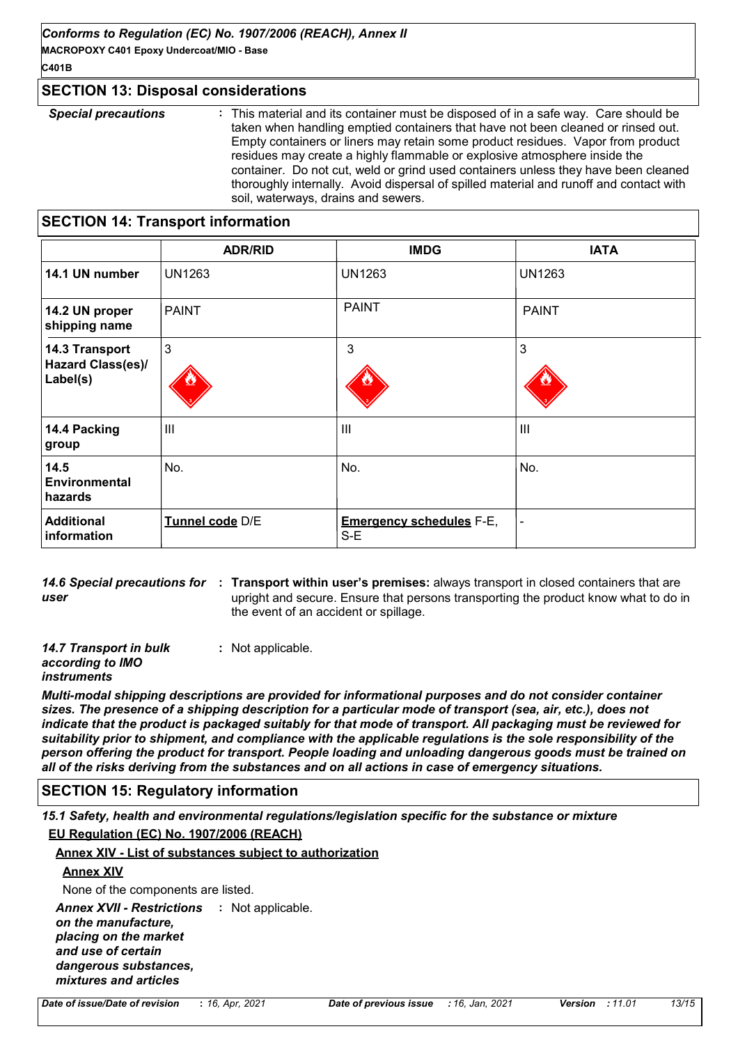## SECTION 13: Disposal considerations

***Special precautions*** : This material and its container must be disposed of in a safe way. Care should be taken when handling emptied containers that have not been cleaned or rinsed out. Empty containers or liners may retain some product residues. Vapor from product residues may create a highly flammable or explosive atmosphere inside the container. Do not cut, weld or grind used containers unless they have been cleaned thoroughly internally. Avoid dispersal of spilled material and runoff and contact with soil, waterways, drains and sewers.

## SECTION 14: Transport information

| | ADR/RID | IMDG | IATA |
|---|---|---|---|
| **14.1 UN number** | UN1263 | UN1263 | UN1263 |
| **14.2 UN proper shipping name** | PAINT | PAINT | PAINT |
| **14.3 Transport Hazard Class(es)/ Label(s)** | 3 | 3 | 3 |
| **14.4 Packing group** | III | III | III |
| **14.5 Environmental hazards** | No. | No. | No. |
| **Additional information** | **Tunnel code** D/E | **Emergency schedules** F-E, S-E | - |

***14.6 Special precautions for user*** : **Transport within user's premises:** always transport in closed containers that are upright and secure. Ensure that persons transporting the product know what to do in the event of an accident or spillage.

***14.7 Transport in bulk according to IMO instruments*** : Not applicable.

***Multi-modal shipping descriptions are provided for informational purposes and do not consider container sizes. The presence of a shipping description for a particular mode of transport (sea, air, etc.), does not indicate that the product is packaged suitably for that mode of transport. All packaging must be reviewed for suitability prior to shipment, and compliance with the applicable regulations is the sole responsibility of the person offering the product for transport. People loading and unloading dangerous goods must be trained on all of the risks deriving from the substances and on all actions in case of emergency situations.***

## SECTION 15: Regulatory information

***15.1 Safety, health and environmental regulations/legislation specific for the substance or mixture***

**EU Regulation (EC) No. 1907/2006 (REACH)**

**Annex XIV - List of substances subject to authorization**

**Annex XIV**

None of the components are listed.

***Annex XVII - Restrictions on the manufacture, placing on the market and use of certain dangerous substances, mixtures and articles*** : Not applicable.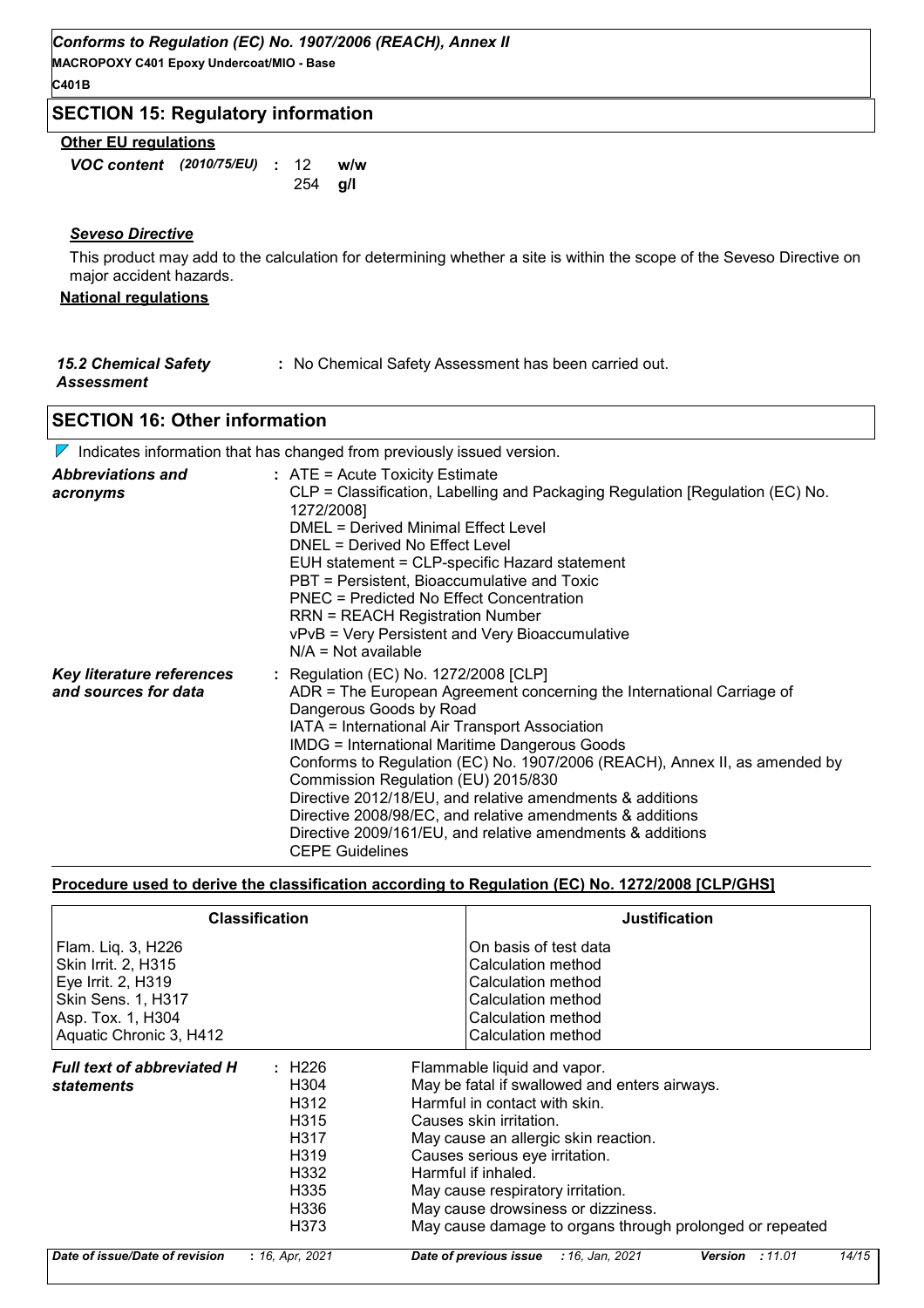## SECTION 15: Regulatory information

**Other EU regulations**

*VOC content* *(2010/75/EU)* : 12 **w/w**
254 **g/l**

***Seveso Directive***

This product may add to the calculation for determining whether a site is within the scope of the Seveso Directive on major accident hazards.

**National regulations**

***15.2 Chemical Safety Assessment*** : No Chemical Safety Assessment has been carried out.

## SECTION 16: Other information

Indicates information that has changed from previously issued version.

***Abbreviations and acronyms*** : ATE = Acute Toxicity Estimate
CLP = Classification, Labelling and Packaging Regulation [Regulation (EC) No. 1272/2008]
DMEL = Derived Minimal Effect Level
DNEL = Derived No Effect Level
EUH statement = CLP-specific Hazard statement
PBT = Persistent, Bioaccumulative and Toxic
PNEC = Predicted No Effect Concentration
RRN = REACH Registration Number
vPvB = Very Persistent and Very Bioaccumulative
N/A = Not available

***Key literature references and sources for data*** : Regulation (EC) No. 1272/2008 [CLP]
ADR = The European Agreement concerning the International Carriage of Dangerous Goods by Road
IATA = International Air Transport Association
IMDG = International Maritime Dangerous Goods
Conforms to Regulation (EC) No. 1907/2006 (REACH), Annex II, as amended by Commission Regulation (EU) 2015/830
Directive 2012/18/EU, and relative amendments & additions
Directive 2008/98/EC, and relative amendments & additions
Directive 2009/161/EU, and relative amendments & additions
CEPE Guidelines

**Procedure used to derive the classification according to Regulation (EC) No. 1272/2008 [CLP/GHS]**

| Classification | Justification |
|---|---|
| Flam. Liq. 3, H226 | On basis of test data |
| Skin Irrit. 2, H315 | Calculation method |
| Eye Irrit. 2, H319 | Calculation method |
| Skin Sens. 1, H317 | Calculation method |
| Asp. Tox. 1, H304 | Calculation method |
| Aquatic Chronic 3, H412 | Calculation method |

***Full text of abbreviated H statements*** :

| | |
|---|---|
| H226 | Flammable liquid and vapor. |
| H304 | May be fatal if swallowed and enters airways. |
| H312 | Harmful in contact with skin. |
| H315 | Causes skin irritation. |
| H317 | May cause an allergic skin reaction. |
| H319 | Causes serious eye irritation. |
| H332 | Harmful if inhaled. |
| H335 | May cause respiratory irritation. |
| H336 | May cause drowsiness or dizziness. |
| H373 | May cause damage to organs through prolonged or repeated |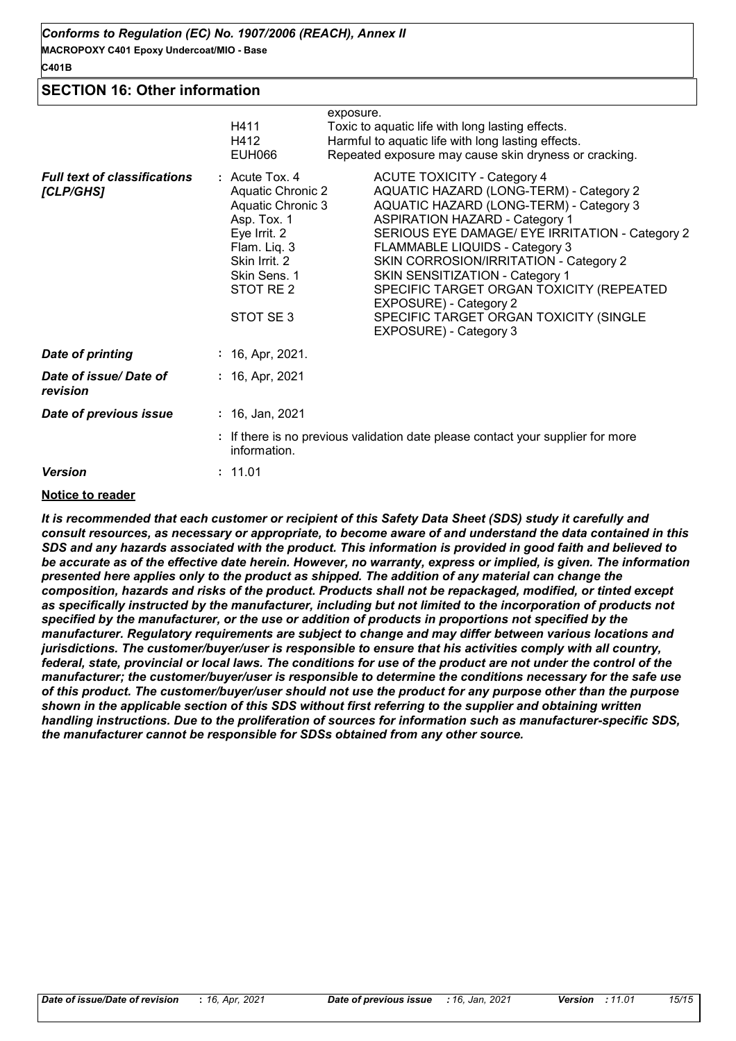## SECTION 16: Other information

| | | |
|---|---|---|
| | | exposure. |
| | H411 | Toxic to aquatic life with long lasting effects. |
| | H412 | Harmful to aquatic life with long lasting effects. |
| | EUH066 | Repeated exposure may cause skin dryness or cracking. |

**_Full text of classifications [CLP/GHS]_**

| | |
|---|---|
| Acute Tox. 4 | ACUTE TOXICITY - Category 4 |
| Aquatic Chronic 2 | AQUATIC HAZARD (LONG-TERM) - Category 2 |
| Aquatic Chronic 3 | AQUATIC HAZARD (LONG-TERM) - Category 3 |
| Asp. Tox. 1 | ASPIRATION HAZARD - Category 1 |
| Eye Irrit. 2 | SERIOUS EYE DAMAGE/ EYE IRRITATION - Category 2 |
| Flam. Liq. 3 | FLAMMABLE LIQUIDS - Category 3 |
| Skin Irrit. 2 | SKIN CORROSION/IRRITATION - Category 2 |
| Skin Sens. 1 | SKIN SENSITIZATION - Category 1 |
| STOT RE 2 | SPECIFIC TARGET ORGAN TOXICITY (REPEATED EXPOSURE) - Category 2 |
| STOT SE 3 | SPECIFIC TARGET ORGAN TOXICITY (SINGLE EXPOSURE) - Category 3 |

**_Date of printing_** : 16, Apr, 2021.

**_Date of issue/ Date of revision_** : 16, Apr, 2021

**_Date of previous issue_** : 16, Jan, 2021

: If there is no previous validation date please contact your supplier for more information.

**_Version_** : 11.01

**Notice to reader**

***It is recommended that each customer or recipient of this Safety Data Sheet (SDS) study it carefully and consult resources, as necessary or appropriate, to become aware of and understand the data contained in this SDS and any hazards associated with the product. This information is provided in good faith and believed to be accurate as of the effective date herein. However, no warranty, express or implied, is given. The information presented here applies only to the product as shipped. The addition of any material can change the composition, hazards and risks of the product. Products shall not be repackaged, modified, or tinted except as specifically instructed by the manufacturer, including but not limited to the incorporation of products not specified by the manufacturer, or the use or addition of products in proportions not specified by the manufacturer. Regulatory requirements are subject to change and may differ between various locations and jurisdictions. The customer/buyer/user is responsible to ensure that his activities comply with all country, federal, state, provincial or local laws. The conditions for use of the product are not under the control of the manufacturer; the customer/buyer/user is responsible to determine the conditions necessary for the safe use of this product. The customer/buyer/user should not use the product for any purpose other than the purpose shown in the applicable section of this SDS without first referring to the supplier and obtaining written handling instructions. Due to the proliferation of sources for information such as manufacturer-specific SDS, the manufacturer cannot be responsible for SDSs obtained from any other source.***